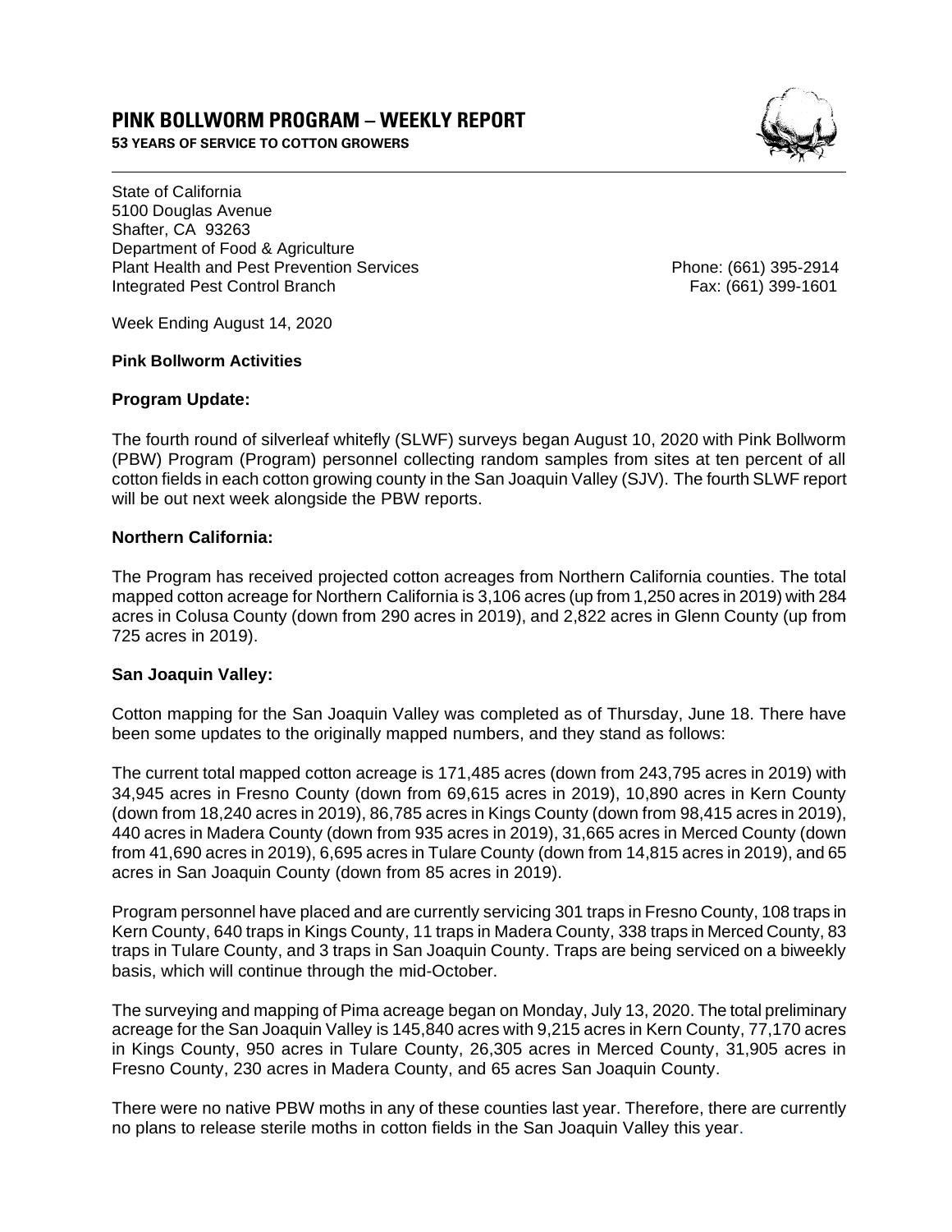# PINK BOLLWORM PROGRAM – WEEKLY REPORT

**53 YEARS OF SERVICE TO COTTON GROWERS**

State of California
5100 Douglas Avenue
Shafter, CA 93263
Department of Food & Agriculture
Plant Health and Pest Prevention Services
Integrated Pest Control Branch

Phone: (661) 395-2914
Fax: (661) 399-1601

Week Ending August 14, 2020

**Pink Bollworm Activities**

**Program Update:**

The fourth round of silverleaf whitefly (SLWF) surveys began August 10, 2020 with Pink Bollworm (PBW) Program (Program) personnel collecting random samples from sites at ten percent of all cotton fields in each cotton growing county in the San Joaquin Valley (SJV). The fourth SLWF report will be out next week alongside the PBW reports.

**Northern California:**

The Program has received projected cotton acreages from Northern California counties. The total mapped cotton acreage for Northern California is 3,106 acres (up from 1,250 acres in 2019) with 284 acres in Colusa County (down from 290 acres in 2019), and 2,822 acres in Glenn County (up from 725 acres in 2019).

**San Joaquin Valley:**

Cotton mapping for the San Joaquin Valley was completed as of Thursday, June 18. There have been some updates to the originally mapped numbers, and they stand as follows:

The current total mapped cotton acreage is 171,485 acres (down from 243,795 acres in 2019) with 34,945 acres in Fresno County (down from 69,615 acres in 2019), 10,890 acres in Kern County (down from 18,240 acres in 2019), 86,785 acres in Kings County (down from 98,415 acres in 2019), 440 acres in Madera County (down from 935 acres in 2019), 31,665 acres in Merced County (down from 41,690 acres in 2019), 6,695 acres in Tulare County (down from 14,815 acres in 2019), and 65 acres in San Joaquin County (down from 85 acres in 2019).

Program personnel have placed and are currently servicing 301 traps in Fresno County, 108 traps in Kern County, 640 traps in Kings County, 11 traps in Madera County, 338 traps in Merced County, 83 traps in Tulare County, and 3 traps in San Joaquin County. Traps are being serviced on a biweekly basis, which will continue through the mid-October.

The surveying and mapping of Pima acreage began on Monday, July 13, 2020. The total preliminary acreage for the San Joaquin Valley is 145,840 acres with 9,215 acres in Kern County, 77,170 acres in Kings County, 950 acres in Tulare County, 26,305 acres in Merced County, 31,905 acres in Fresno County, 230 acres in Madera County, and 65 acres San Joaquin County.

There were no native PBW moths in any of these counties last year. Therefore, there are currently no plans to release sterile moths in cotton fields in the San Joaquin Valley this year.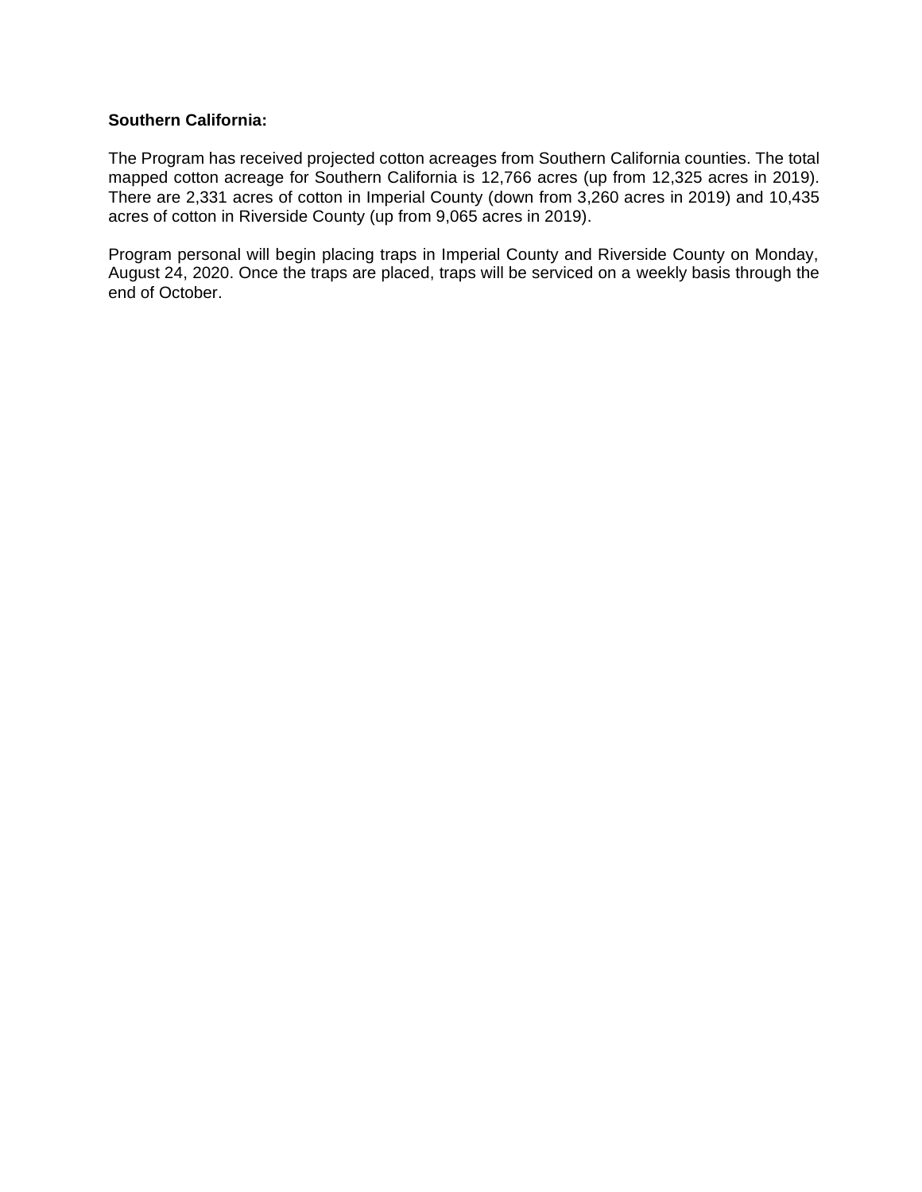**Southern California:**

The Program has received projected cotton acreages from Southern California counties. The total mapped cotton acreage for Southern California is 12,766 acres (up from 12,325 acres in 2019). There are 2,331 acres of cotton in Imperial County (down from 3,260 acres in 2019) and 10,435 acres of cotton in Riverside County (up from 9,065 acres in 2019).

Program personal will begin placing traps in Imperial County and Riverside County on Monday, August 24, 2020. Once the traps are placed, traps will be serviced on a weekly basis through the end of October.